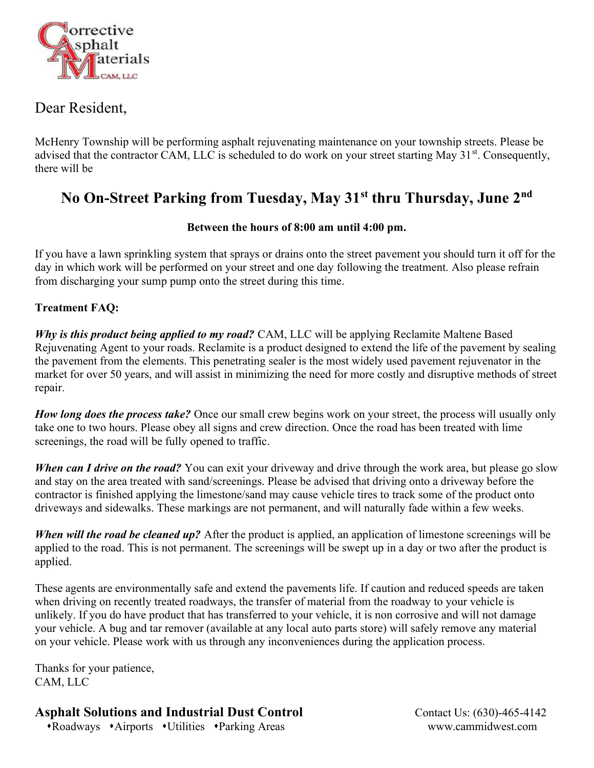Corrective Asphalt Materials
CAM, LLC

Dear Resident,

McHenry Township will be performing asphalt rejuvenating maintenance on your township streets. Please be advised that the contractor CAM, LLC is scheduled to do work on your street starting May 31st. Consequently, there will be

## No On-Street Parking from Tuesday, May 31st thru Thursday, June 2nd

**Between the hours of 8:00 am until 4:00 pm.**

If you have a lawn sprinkling system that sprays or drains onto the street pavement you should turn it off for the day in which work will be performed on your street and one day following the treatment. Also please refrain from discharging your sump pump onto the street during this time.

**Treatment FAQ:**

***Why is this product being applied to my road?*** CAM, LLC will be applying Reclamite Maltene Based Rejuvenating Agent to your roads. Reclamite is a product designed to extend the life of the pavement by sealing the pavement from the elements. This penetrating sealer is the most widely used pavement rejuvenator in the market for over 50 years, and will assist in minimizing the need for more costly and disruptive methods of street repair.

***How long does the process take?*** Once our small crew begins work on your street, the process will usually only take one to two hours. Please obey all signs and crew direction. Once the road has been treated with lime screenings, the road will be fully opened to traffic.

***When can I drive on the road?*** You can exit your driveway and drive through the work area, but please go slow and stay on the area treated with sand/screenings. Please be advised that driving onto a driveway before the contractor is finished applying the limestone/sand may cause vehicle tires to track some of the product onto driveways and sidewalks. These markings are not permanent, and will naturally fade within a few weeks.

***When will the road be cleaned up?*** After the product is applied, an application of limestone screenings will be applied to the road. This is not permanent. The screenings will be swept up in a day or two after the product is applied.

These agents are environmentally safe and extend the pavements life. If caution and reduced speeds are taken when driving on recently treated roadways, the transfer of material from the roadway to your vehicle is unlikely. If you do have product that has transferred to your vehicle, it is non corrosive and will not damage your vehicle. A bug and tar remover (available at any local auto parts store) will safely remove any material on your vehicle. Please work with us through any inconveniences during the application process.

Thanks for your patience,
CAM, LLC

**Asphalt Solutions and Industrial Dust Control**

- Roadways
- Airports
- Utilities
- Parking Areas

Contact Us: (630)-465-4142
www.cammidwest.com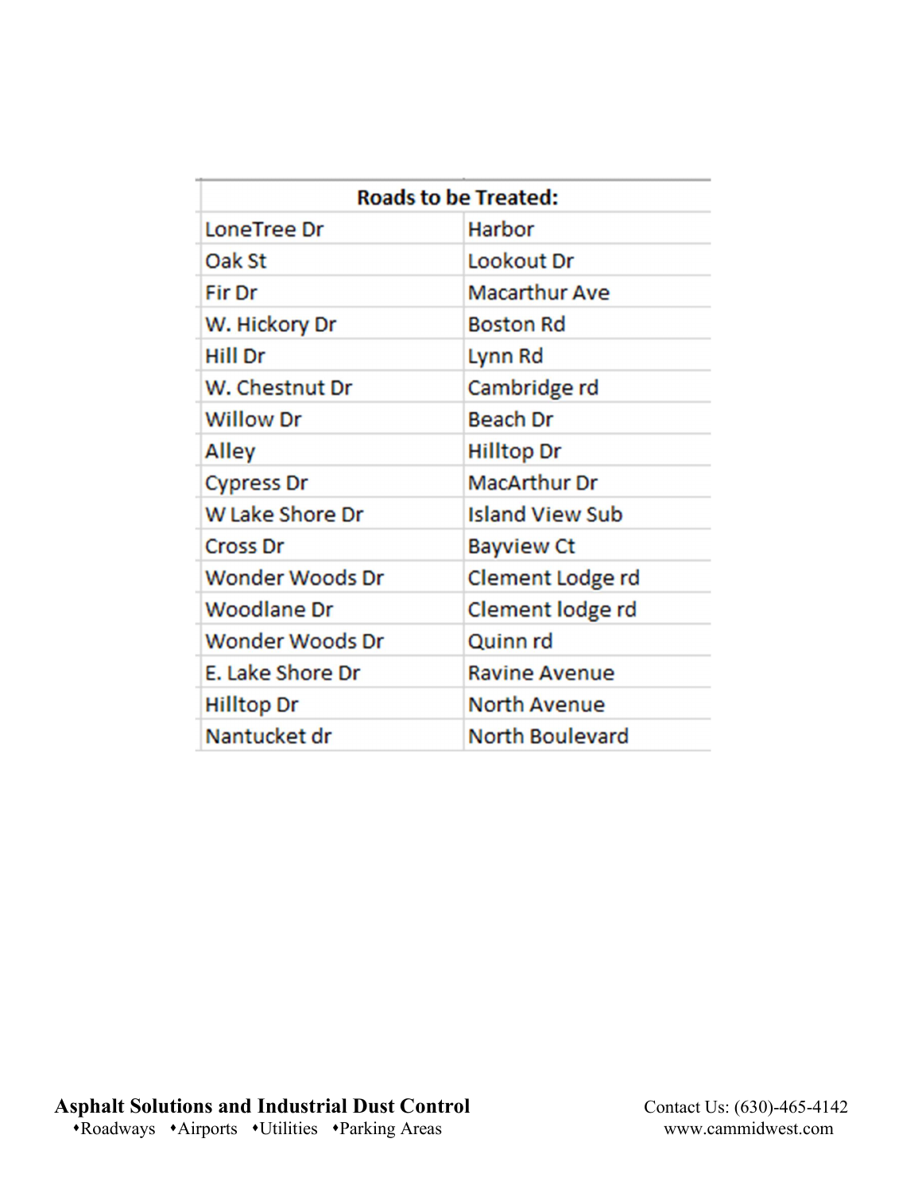| Roads to be Treated: | |
|---|---|
| LoneTree Dr | Harbor |
| Oak St | Lookout Dr |
| Fir Dr | Macarthur Ave |
| W. Hickory Dr | Boston Rd |
| Hill Dr | Lynn Rd |
| W. Chestnut Dr | Cambridge rd |
| Willow Dr | Beach Dr |
| Alley | Hilltop Dr |
| Cypress Dr | MacArthur Dr |
| W Lake Shore Dr | Island View Sub |
| Cross Dr | Bayview Ct |
| Wonder Woods Dr | Clement Lodge rd |
| Woodlane Dr | Clement lodge rd |
| Wonder Woods Dr | Quinn rd |
| E. Lake Shore Dr | Ravine Avenue |
| Hilltop Dr | North Avenue |
| Nantucket dr | North Boulevard |